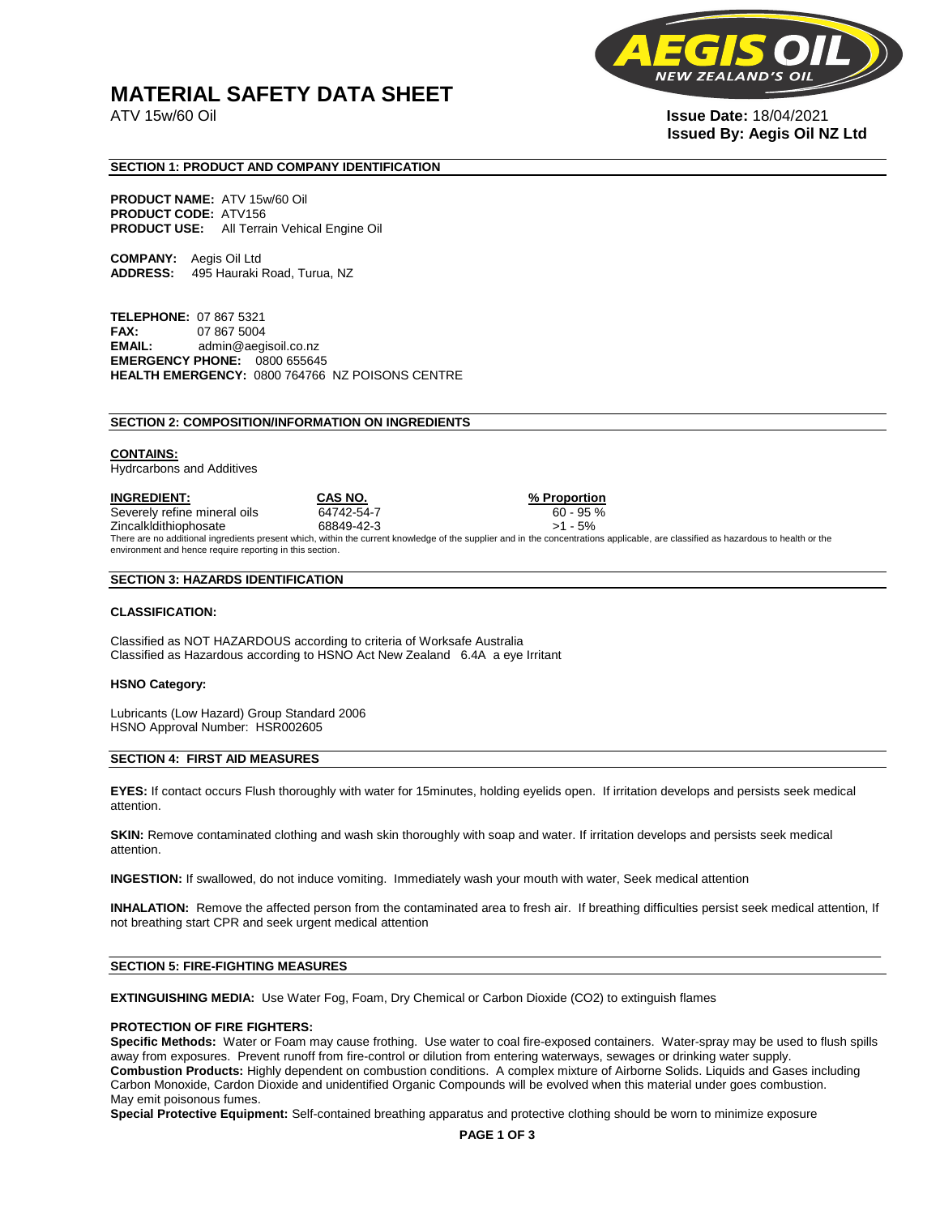# MATERIAL SAFETY DATA SHEET

ATV 15w/60 Oil

**Issue Date:** 18/04/2021
**Issued By: Aegis Oil NZ Ltd**

## SECTION 1: PRODUCT AND COMPANY IDENTIFICATION

**PRODUCT NAME:** ATV 15w/60 Oil
**PRODUCT CODE:** ATV156
**PRODUCT USE:** All Terrain Vehical Engine Oil

**COMPANY:** Aegis Oil Ltd
**ADDRESS:** 495 Hauraki Road, Turua, NZ

**TELEPHONE:** 07 867 5321
**FAX:** 07 867 5004
**EMAIL:** admin@aegisoil.co.nz
**EMERGENCY PHONE:** 0800 655645
**HEALTH EMERGENCY:** 0800 764766 NZ POISONS CENTRE

## SECTION 2: COMPOSITION/INFORMATION ON INGREDIENTS

**CONTAINS:**
Hydrcarbons and Additives

| INGREDIENT: | CAS NO. | % Proportion |
|---|---|---|
| Severely refine mineral oils | 64742-54-7 | 60 - 95 % |
| Zincalkldithiophosate | 68849-42-3 | >1 - 5% |

There are no additional ingredients present which, within the current knowledge of the supplier and in the concentrations applicable, are classified as hazardous to health or the environment and hence require reporting in this section.

## SECTION 3: HAZARDS IDENTIFICATION

**CLASSIFICATION:**

Classified as NOT HAZARDOUS according to criteria of Worksafe Australia
Classified as Hazardous according to HSNO Act New Zealand 6.4A a eye Irritant

**HSNO Category:**

Lubricants (Low Hazard) Group Standard 2006
HSNO Approval Number: HSR002605

## SECTION 4: FIRST AID MEASURES

**EYES:** If contact occurs Flush thoroughly with water for 15minutes, holding eyelids open. If irritation develops and persists seek medical attention.

**SKIN:** Remove contaminated clothing and wash skin thoroughly with soap and water. If irritation develops and persists seek medical attention.

**INGESTION:** If swallowed, do not induce vomiting. Immediately wash your mouth with water, Seek medical attention

**INHALATION:** Remove the affected person from the contaminated area to fresh air. If breathing difficulties persist seek medical attention, If not breathing start CPR and seek urgent medical attention

## SECTION 5: FIRE-FIGHTING MEASURES

**EXTINGUISHING MEDIA:** Use Water Fog, Foam, Dry Chemical or Carbon Dioxide ($CO_2$) to extinguish flames

**PROTECTION OF FIRE FIGHTERS:**
**Specific Methods:** Water or Foam may cause frothing. Use water to coal fire-exposed containers. Water-spray may be used to flush spills away from exposures. Prevent runoff from fire-control or dilution from entering waterways, sewages or drinking water supply.
**Combustion Products:** Highly dependent on combustion conditions. A complex mixture of Airborne Solids. Liquids and Gases including Carbon Monoxide, Cardon Dioxide and unidentified Organic Compounds will be evolved when this material under goes combustion.
May emit poisonous fumes.
**Special Protective Equipment:** Self-contained breathing apparatus and protective clothing should be worn to minimize exposure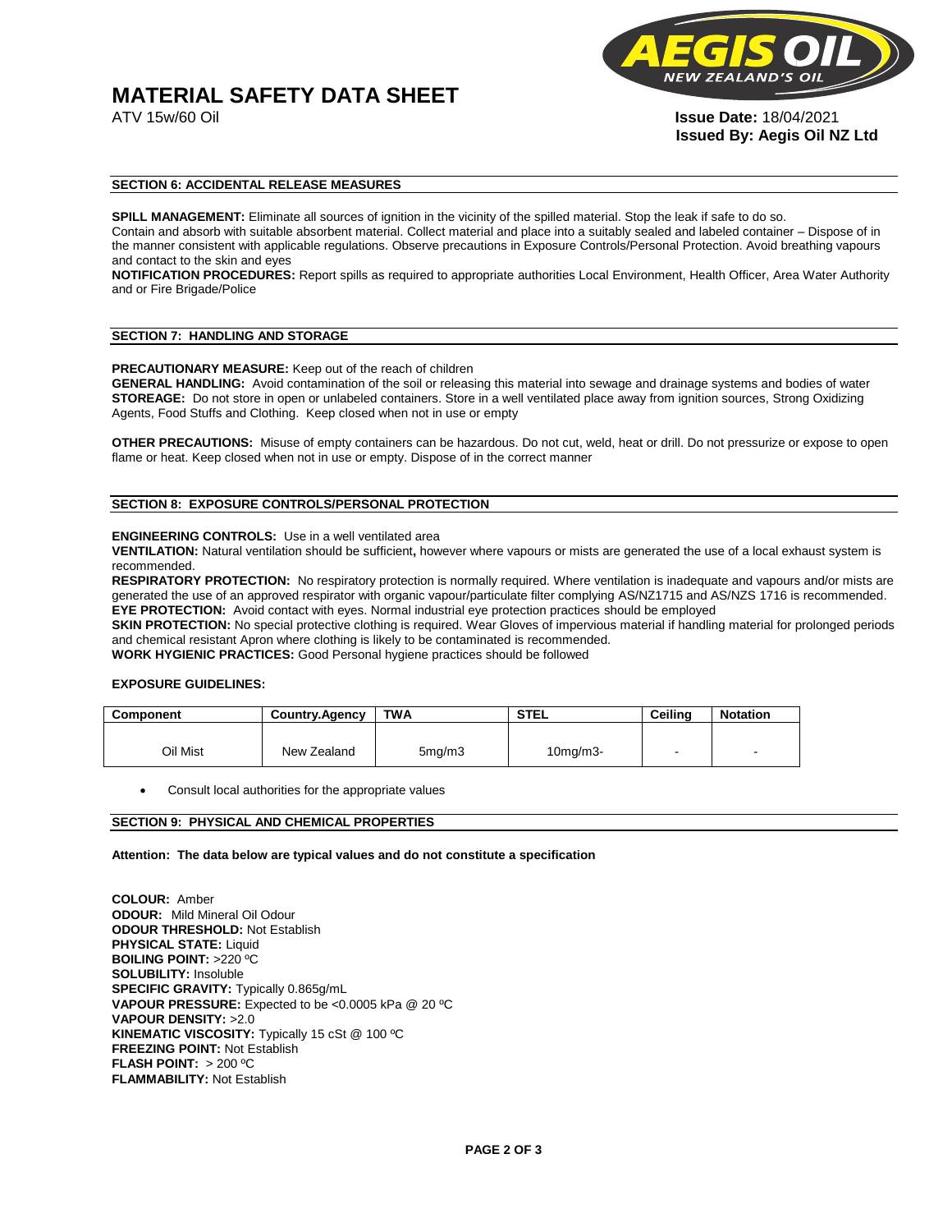# MATERIAL SAFETY DATA SHEET

ATV 15w/60 Oil

**Issue Date:** 18/04/2021
**Issued By: Aegis Oil NZ Ltd**

## SECTION 6: ACCIDENTAL RELEASE MEASURES

**SPILL MANAGEMENT:** Eliminate all sources of ignition in the vicinity of the spilled material. Stop the leak if safe to do so. Contain and absorb with suitable absorbent material. Collect material and place into a suitably sealed and labeled container – Dispose of in the manner consistent with applicable regulations. Observe precautions in Exposure Controls/Personal Protection. Avoid breathing vapours and contact to the skin and eyes

**NOTIFICATION PROCEDURES:** Report spills as required to appropriate authorities Local Environment, Health Officer, Area Water Authority and or Fire Brigade/Police

## SECTION 7: HANDLING AND STORAGE

**PRECAUTIONARY MEASURE:** Keep out of the reach of children

**GENERAL HANDLING:** Avoid contamination of the soil or releasing this material into sewage and drainage systems and bodies of water

**STOREAGE:** Do not store in open or unlabeled containers. Store in a well ventilated place away from ignition sources, Strong Oxidizing Agents, Food Stuffs and Clothing. Keep closed when not in use or empty

**OTHER PRECAUTIONS:** Misuse of empty containers can be hazardous. Do not cut, weld, heat or drill. Do not pressurize or expose to open flame or heat. Keep closed when not in use or empty. Dispose of in the correct manner

## SECTION 8: EXPOSURE CONTROLS/PERSONAL PROTECTION

**ENGINEERING CONTROLS:** Use in a well ventilated area

**VENTILATION:** Natural ventilation should be sufficient**,** however where vapours or mists are generated the use of a local exhaust system is recommended.

**RESPIRATORY PROTECTION:** No respiratory protection is normally required. Where ventilation is inadequate and vapours and/or mists are generated the use of an approved respirator with organic vapour/particulate filter complying AS/NZ1715 and AS/NZS 1716 is recommended.

**EYE PROTECTION:** Avoid contact with eyes. Normal industrial eye protection practices should be employed

**SKIN PROTECTION:** No special protective clothing is required. Wear Gloves of impervious material if handling material for prolonged periods and chemical resistant Apron where clothing is likely to be contaminated is recommended.

**WORK HYGIENIC PRACTICES:** Good Personal hygiene practices should be followed

**EXPOSURE GUIDELINES:**

| Component | Country.Agency | TWA | STEL | Ceiling | Notation |
|---|---|---|---|---|---|
| Oil Mist | New Zealand | 5mg/m3 | 10mg/m3- | - | - |

- Consult local authorities for the appropriate values

## SECTION 9: PHYSICAL AND CHEMICAL PROPERTIES

**Attention: The data below are typical values and do not constitute a specification**

**COLOUR:** Amber
**ODOUR:** Mild Mineral Oil Odour
**ODOUR THRESHOLD:** Not Establish
**PHYSICAL STATE:** Liquid
**BOILING POINT:** >220 ºC
**SOLUBILITY:** Insoluble
**SPECIFIC GRAVITY:** Typically 0.865g/mL
**VAPOUR PRESSURE:** Expected to be <0.0005 kPa @ 20 ºC
**VAPOUR DENSITY:** >2.0
**KINEMATIC VISCOSITY:** Typically 15 cSt @ 100 ºC
**FREEZING POINT:** Not Establish
**FLASH POINT:** > 200 ºC
**FLAMMABILITY:** Not Establish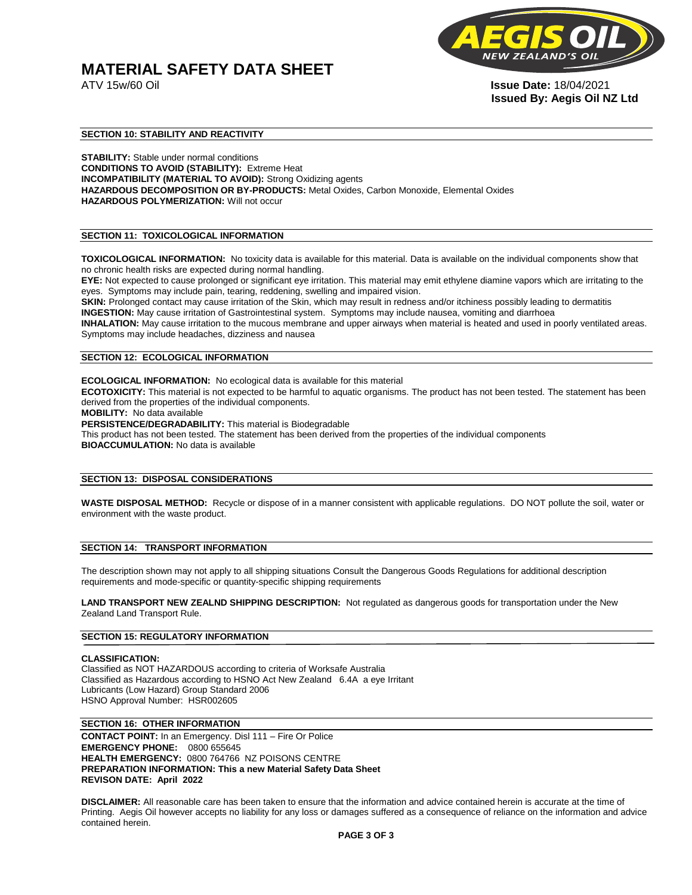# MATERIAL SAFETY DATA SHEET

ATV 15w/60 Oil

**Issue Date:** 18/04/2021
**Issued By: Aegis Oil NZ Ltd**

## SECTION 10: STABILITY AND REACTIVITY

**STABILITY:** Stable under normal conditions
**CONDITIONS TO AVOID (STABILITY):** Extreme Heat
**INCOMPATIBILITY (MATERIAL TO AVOID):** Strong Oxidizing agents
**HAZARDOUS DECOMPOSITION OR BY-PRODUCTS:** Metal Oxides, Carbon Monoxide, Elemental Oxides
**HAZARDOUS POLYMERIZATION:** Will not occur

## SECTION 11: TOXICOLOGICAL INFORMATION

**TOXICOLOGICAL INFORMATION:** No toxicity data is available for this material. Data is available on the individual components show that no chronic health risks are expected during normal handling.
**EYE:** Not expected to cause prolonged or significant eye irritation. This material may emit ethylene diamine vapors which are irritating to the eyes. Symptoms may include pain, tearing, reddening, swelling and impaired vision.
**SKIN:** Prolonged contact may cause irritation of the Skin, which may result in redness and/or itchiness possibly leading to dermatitis
**INGESTION:** May cause irritation of Gastrointestinal system. Symptoms may include nausea, vomiting and diarrhoea
**INHALATION:** May cause irritation to the mucous membrane and upper airways when material is heated and used in poorly ventilated areas. Symptoms may include headaches, dizziness and nausea

## SECTION 12: ECOLOGICAL INFORMATION

**ECOLOGICAL INFORMATION:** No ecological data is available for this material
**ECOTOXICITY:** This material is not expected to be harmful to aquatic organisms. The product has not been tested. The statement has been derived from the properties of the individual components.
**MOBILITY:** No data available
**PERSISTENCE/DEGRADABILITY:** This material is Biodegradable
This product has not been tested. The statement has been derived from the properties of the individual components
**BIOACCUMULATION:** No data is available

## SECTION 13: DISPOSAL CONSIDERATIONS

**WASTE DISPOSAL METHOD:** Recycle or dispose of in a manner consistent with applicable regulations. DO NOT pollute the soil, water or environment with the waste product.

## SECTION 14: TRANSPORT INFORMATION

The description shown may not apply to all shipping situations Consult the Dangerous Goods Regulations for additional description requirements and mode-specific or quantity-specific shipping requirements

**LAND TRANSPORT NEW ZEALND SHIPPING DESCRIPTION:** Not regulated as dangerous goods for transportation under the New Zealand Land Transport Rule.

## SECTION 15: REGULATORY INFORMATION

**CLASSIFICATION:**
Classified as NOT HAZARDOUS according to criteria of Worksafe Australia
Classified as Hazardous according to HSNO Act New Zealand 6.4A a eye Irritant
Lubricants (Low Hazard) Group Standard 2006
HSNO Approval Number: HSR002605

## SECTION 16: OTHER INFORMATION

**CONTACT POINT:** In an Emergency. Disl 111 – Fire Or Police
**EMERGENCY PHONE:** 0800 655645
**HEALTH EMERGENCY:** 0800 764766 NZ POISONS CENTRE
**PREPARATION INFORMATION: This a new Material Safety Data Sheet**
**REVISON DATE: April 2022**

**DISCLAIMER:** All reasonable care has been taken to ensure that the information and advice contained herein is accurate at the time of Printing. Aegis Oil however accepts no liability for any loss or damages suffered as a consequence of reliance on the information and advice contained herein.